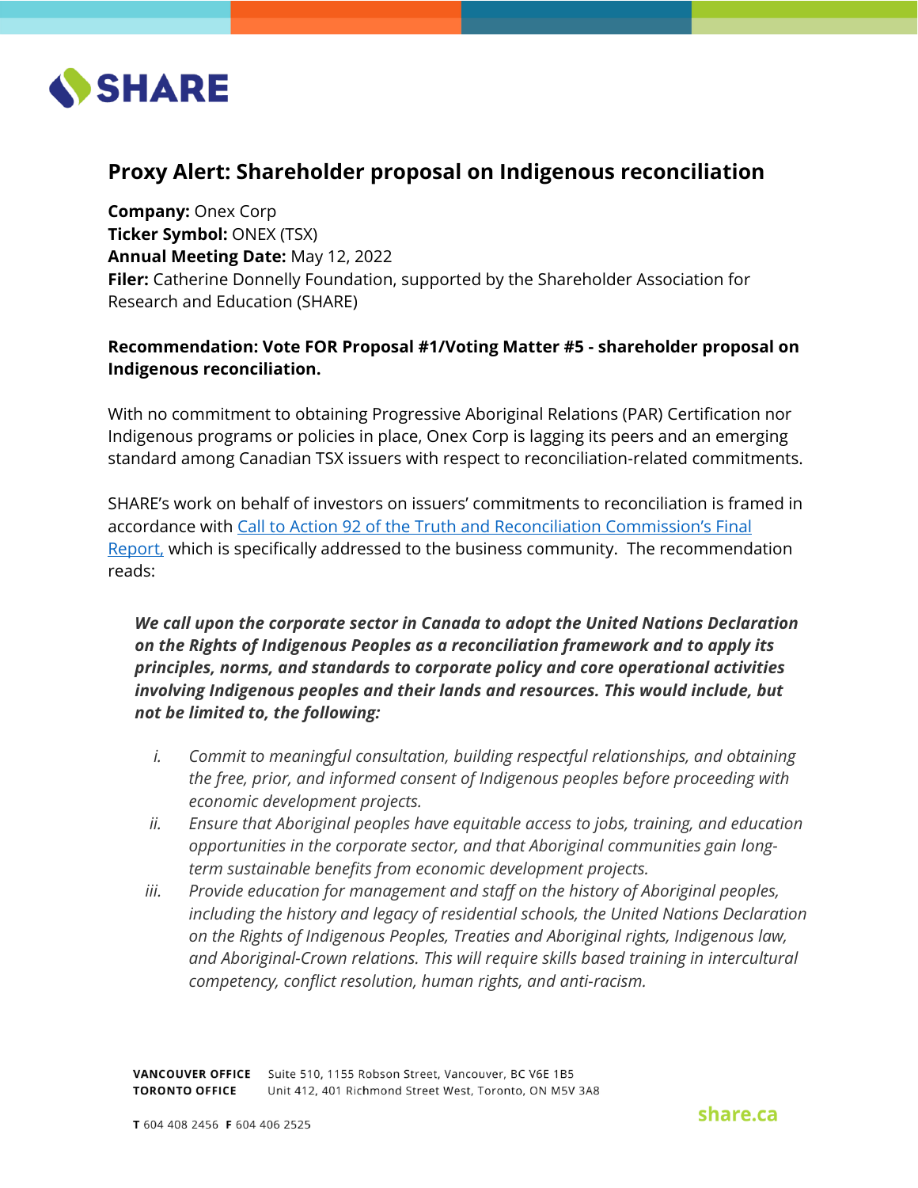SHARE

# Proxy Alert: Shareholder proposal on Indigenous reconciliation

**Company:** Onex Corp
**Ticker Symbol:** ONEX (TSX)
**Annual Meeting Date:** May 12, 2022
**Filer:** Catherine Donnelly Foundation, supported by the Shareholder Association for Research and Education (SHARE)

**Recommendation: Vote FOR Proposal #1/Voting Matter #5 - shareholder proposal on Indigenous reconciliation.**

With no commitment to obtaining Progressive Aboriginal Relations (PAR) Certification nor Indigenous programs or policies in place, Onex Corp is lagging its peers and an emerging standard among Canadian TSX issuers with respect to reconciliation-related commitments.

SHARE's work on behalf of investors on issuers' commitments to reconciliation is framed in accordance with Call to Action 92 of the Truth and Reconciliation Commission's Final Report, which is specifically addressed to the business community. The recommendation reads:

> ***We call upon the corporate sector in Canada to adopt the United Nations Declaration on the Rights of Indigenous Peoples as a reconciliation framework and to apply its principles, norms, and standards to corporate policy and core operational activities involving Indigenous peoples and their lands and resources. This would include, but not be limited to, the following:***
>
> *i. Commit to meaningful consultation, building respectful relationships, and obtaining the free, prior, and informed consent of Indigenous peoples before proceeding with economic development projects.*
>
> *ii. Ensure that Aboriginal peoples have equitable access to jobs, training, and education opportunities in the corporate sector, and that Aboriginal communities gain long-term sustainable benefits from economic development projects.*
>
> *iii. Provide education for management and staff on the history of Aboriginal peoples, including the history and legacy of residential schools, the United Nations Declaration on the Rights of Indigenous Peoples, Treaties and Aboriginal rights, Indigenous law, and Aboriginal-Crown relations. This will require skills based training in intercultural competency, conflict resolution, human rights, and anti-racism.*

**VANCOUVER OFFICE** Suite 510, 1155 Robson Street, Vancouver, BC V6E 1B5
**TORONTO OFFICE** Unit 412, 401 Richmond Street West, Toronto, ON M5V 3A8

**T** 604 408 2456 **F** 604 406 2525

share.ca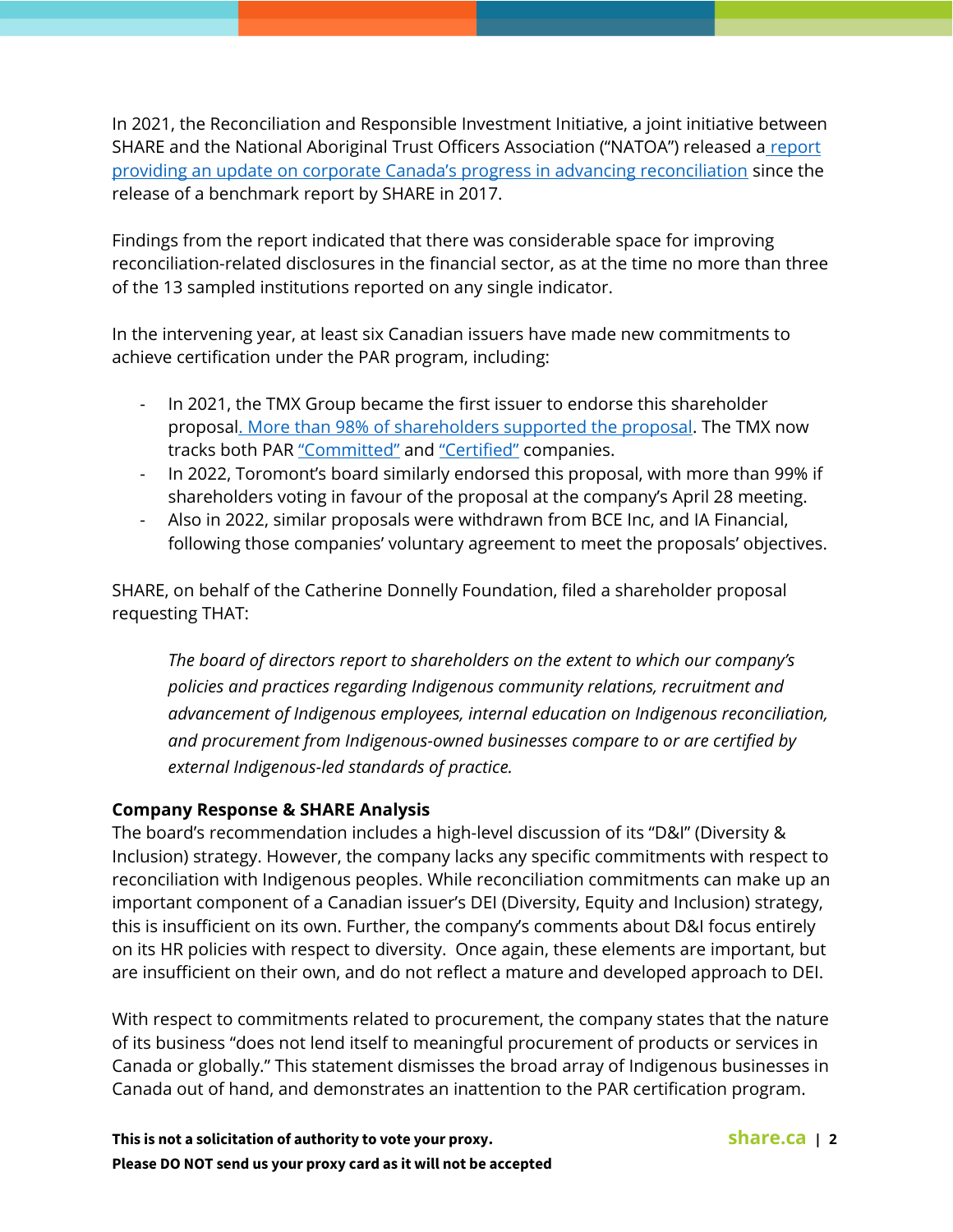In 2021, the Reconciliation and Responsible Investment Initiative, a joint initiative between SHARE and the National Aboriginal Trust Officers Association ("NATOA") released a report providing an update on corporate Canada's progress in advancing reconciliation since the release of a benchmark report by SHARE in 2017.

Findings from the report indicated that there was considerable space for improving reconciliation-related disclosures in the financial sector, as at the time no more than three of the 13 sampled institutions reported on any single indicator.

In the intervening year, at least six Canadian issuers have made new commitments to achieve certification under the PAR program, including:

- In 2021, the TMX Group became the first issuer to endorse this shareholder proposal. More than 98% of shareholders supported the proposal. The TMX now tracks both PAR "Committed" and "Certified" companies.
- In 2022, Toromont's board similarly endorsed this proposal, with more than 99% if shareholders voting in favour of the proposal at the company's April 28 meeting.
- Also in 2022, similar proposals were withdrawn from BCE Inc, and IA Financial, following those companies' voluntary agreement to meet the proposals' objectives.

SHARE, on behalf of the Catherine Donnelly Foundation, filed a shareholder proposal requesting THAT:

> *The board of directors report to shareholders on the extent to which our company's policies and practices regarding Indigenous community relations, recruitment and advancement of Indigenous employees, internal education on Indigenous reconciliation, and procurement from Indigenous-owned businesses compare to or are certified by external Indigenous-led standards of practice.*

**Company Response & SHARE Analysis**

The board's recommendation includes a high-level discussion of its "D&I" (Diversity & Inclusion) strategy. However, the company lacks any specific commitments with respect to reconciliation with Indigenous peoples. While reconciliation commitments can make up an important component of a Canadian issuer's DEI (Diversity, Equity and Inclusion) strategy, this is insufficient on its own. Further, the company's comments about D&I focus entirely on its HR policies with respect to diversity. Once again, these elements are important, but are insufficient on their own, and do not reflect a mature and developed approach to DEI.

With respect to commitments related to procurement, the company states that the nature of its business "does not lend itself to meaningful procurement of products or services in Canada or globally." This statement dismisses the broad array of Indigenous businesses in Canada out of hand, and demonstrates an inattention to the PAR certification program.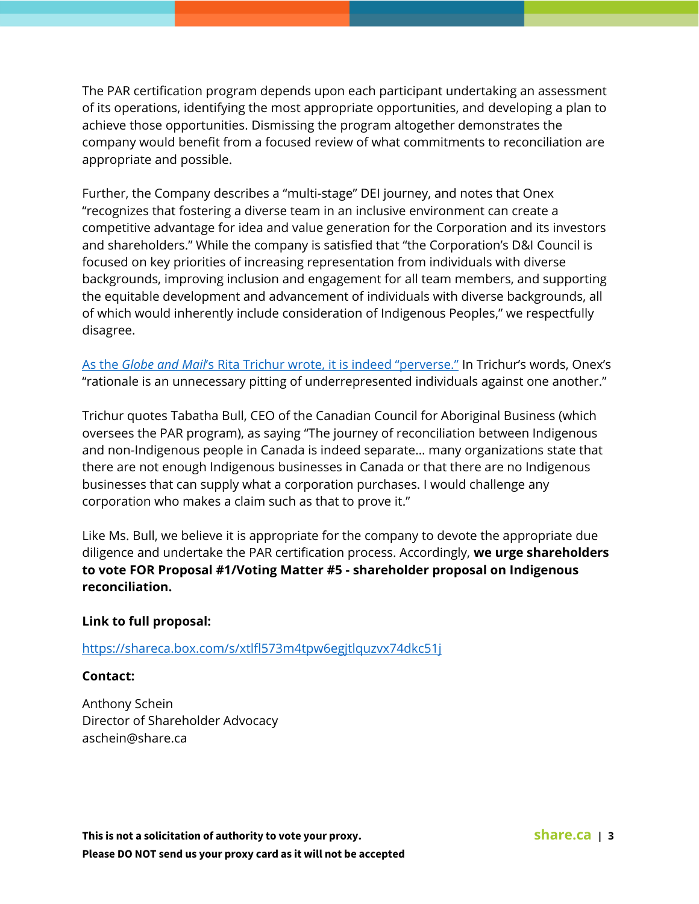The PAR certification program depends upon each participant undertaking an assessment of its operations, identifying the most appropriate opportunities, and developing a plan to achieve those opportunities. Dismissing the program altogether demonstrates the company would benefit from a focused review of what commitments to reconciliation are appropriate and possible.

Further, the Company describes a "multi-stage" DEI journey, and notes that Onex "recognizes that fostering a diverse team in an inclusive environment can create a competitive advantage for idea and value generation for the Corporation and its investors and shareholders." While the company is satisfied that "the Corporation's D&I Council is focused on key priorities of increasing representation from individuals with diverse backgrounds, improving inclusion and engagement for all team members, and supporting the equitable development and advancement of individuals with diverse backgrounds, all of which would inherently include consideration of Indigenous Peoples," we respectfully disagree.

As the *Globe and Mail*'s Rita Trichur wrote, it is indeed "perverse." In Trichur's words, Onex's "rationale is an unnecessary pitting of underrepresented individuals against one another."

Trichur quotes Tabatha Bull, CEO of the Canadian Council for Aboriginal Business (which oversees the PAR program), as saying "The journey of reconciliation between Indigenous and non-Indigenous people in Canada is indeed separate... many organizations state that there are not enough Indigenous businesses in Canada or that there are no Indigenous businesses that can supply what a corporation purchases. I would challenge any corporation who makes a claim such as that to prove it."

Like Ms. Bull, we believe it is appropriate for the company to devote the appropriate due diligence and undertake the PAR certification process. Accordingly, **we urge shareholders to vote FOR Proposal #1/Voting Matter #5 - shareholder proposal on Indigenous reconciliation.**

**Link to full proposal:**

https://shareca.box.com/s/xtlfl573m4tpw6egjtlquzvx74dkc51j

**Contact:**

Anthony Schein
Director of Shareholder Advocacy
aschein@share.ca

**This is not a solicitation of authority to vote your proxy.**
**Please DO NOT send us your proxy card as it will not be accepted**